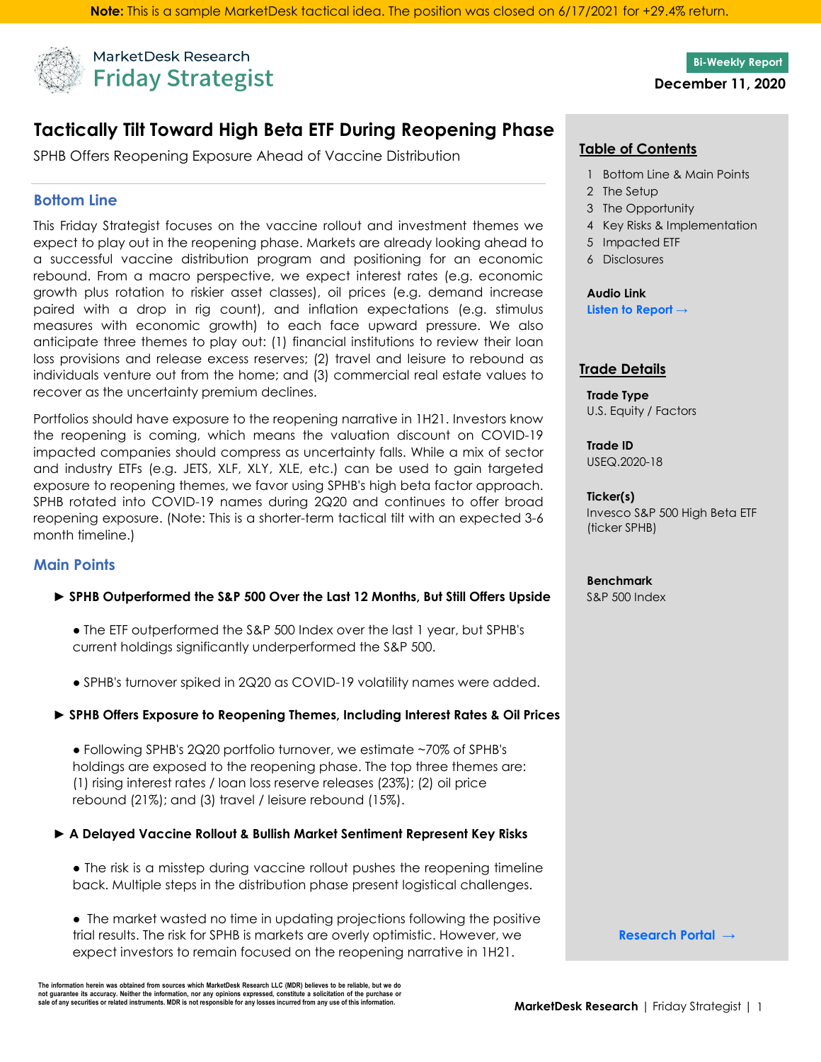**Note:** This is a sample MarketDesk tactical idea. The position was closed on 6/17/2021 for +29.4% return.

MarketDesk Research
Friday Strategist

Bi-Weekly Report
**December 11, 2020**

# Tactically Tilt Toward High Beta ETF During Reopening Phase

SPHB Offers Reopening Exposure Ahead of Vaccine Distribution

## Bottom Line

This Friday Strategist focuses on the vaccine rollout and investment themes we expect to play out in the reopening phase. Markets are already looking ahead to a successful vaccine distribution program and positioning for an economic rebound. From a macro perspective, we expect interest rates (e.g. economic growth plus rotation to riskier asset classes), oil prices (e.g. demand increase paired with a drop in rig count), and inflation expectations (e.g. stimulus measures with economic growth) to each face upward pressure. We also anticipate three themes to play out: (1) financial institutions to review their loan loss provisions and release excess reserves; (2) travel and leisure to rebound as individuals venture out from the home; and (3) commercial real estate values to recover as the uncertainty premium declines.

Portfolios should have exposure to the reopening narrative in 1H21. Investors know the reopening is coming, which means the valuation discount on COVID-19 impacted companies should compress as uncertainty falls. While a mix of sector and industry ETFs (e.g. JETS, XLF, XLY, XLE, etc.) can be used to gain targeted exposure to reopening themes, we favor using SPHB's high beta factor approach. SPHB rotated into COVID-19 names during 2Q20 and continues to offer broad reopening exposure. (Note: This is a shorter-term tactical tilt with an expected 3-6 month timeline.)

## Main Points

► **SPHB Outperformed the S&P 500 Over the Last 12 Months, But Still Offers Upside**

- The ETF outperformed the S&P 500 Index over the last 1 year, but SPHB's current holdings significantly underperformed the S&P 500.
- SPHB's turnover spiked in 2Q20 as COVID-19 volatility names were added.

► **SPHB Offers Exposure to Reopening Themes, Including Interest Rates & Oil Prices**

- Following SPHB's 2Q20 portfolio turnover, we estimate ~70% of SPHB's holdings are exposed to the reopening phase. The top three themes are: (1) rising interest rates / loan loss reserve releases (23%); (2) oil price rebound (21%); and (3) travel / leisure rebound (15%).

► **A Delayed Vaccine Rollout & Bullish Market Sentiment Represent Key Risks**

- The risk is a misstep during vaccine rollout pushes the reopening timeline back. Multiple steps in the distribution phase present logistical challenges.
- The market wasted no time in updating projections following the positive trial results. The risk for SPHB is markets are overly optimistic. However, we expect investors to remain focused on the reopening narrative in 1H21.

## Table of Contents

1. Bottom Line & Main Points
2. The Setup
3. The Opportunity
4. Key Risks & Implementation
5. Impacted ETF
6. Disclosures

**Audio Link**
Listen to Report →

## Trade Details

**Trade Type**
U.S. Equity / Factors

**Trade ID**
USEQ.2020-18

**Ticker(s)**
Invesco S&P 500 High Beta ETF (ticker SPHB)

**Benchmark**
S&P 500 Index

Research Portal →

The information herein was obtained from sources which MarketDesk Research LLC (MDR) believes to be reliable, but we do not guarantee its accuracy. Neither the information, nor any opinions expressed, constitute a solicitation of the purchase or sale of any securities or related instruments. MDR is not responsible for any losses incurred from any use of this information.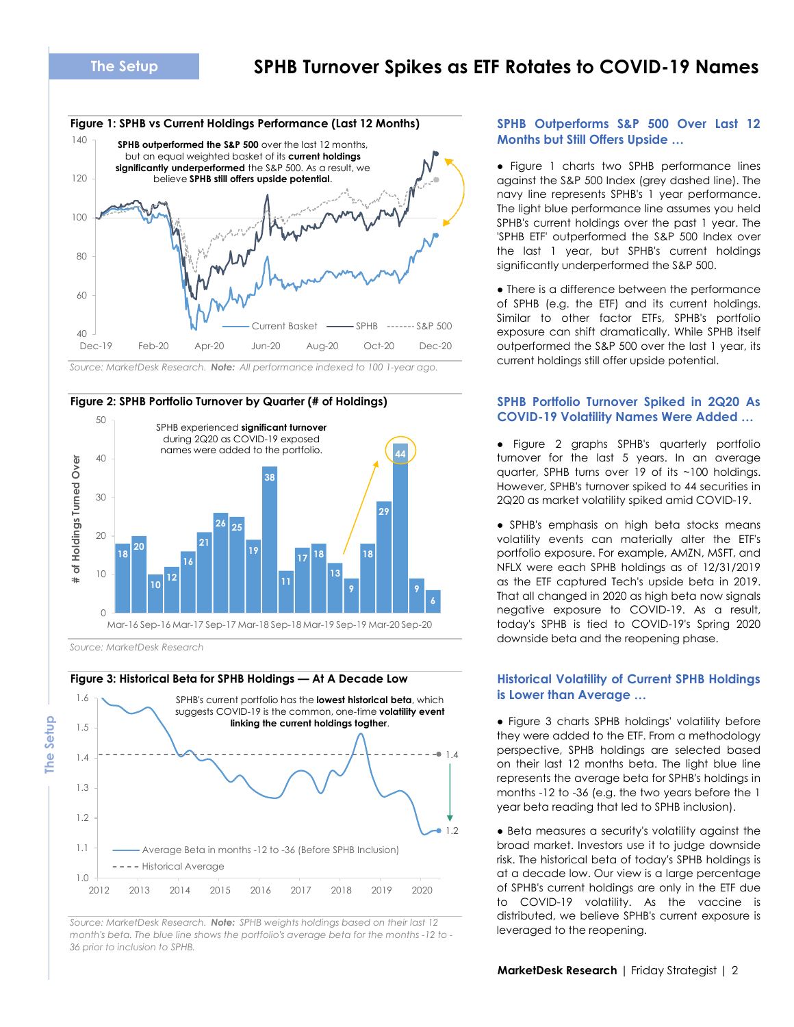# SPHB Turnover Spikes as ETF Rotates to COVID-19 Names

**Figure 1: SPHB vs Current Holdings Performance (Last 12 Months)**

**SPHB outperformed the S&P 500** over the last 12 months, but an equal weighted basket of its **current holdings significantly underperformed** the S&P 500. As a result, we believe **SPHB still offers upside potential**.

*Source: MarketDesk Research.* ***Note:*** *All performance indexed to 100 1-year ago.*

**Figure 2: SPHB Portfolio Turnover by Quarter (# of Holdings)**

SPHB experienced **significant turnover** during 2Q20 as COVID-19 exposed names were added to the portfolio.

| Quarter | # of Holdings Turned Over |
|---|---|
| Mar-16 | 18 |
| | 20 |
| Sep-16 | 10 |
| | 12 |
| Mar-17 | 16 |
| | 21 |
| Sep-17 | 26 |
| | 25 |
| Mar-18 | 19 |
| | 38 |
| Sep-18 | 11 |
| | 17 |
| Mar-19 | 18 |
| | 13 |
| Sep-19 | 9 |
| | 18 |
| Mar-20 | 29 |
| | 44 |
| Sep-20 | 9 |
| | 6 |

*Source: MarketDesk Research*

**Figure 3: Historical Beta for SPHB Holdings — At A Decade Low**

SPHB's current portfolio has the **lowest historical beta**, which suggests COVID-19 is the common, one-time **volatility event linking the current holdings togther**.

*Source: MarketDesk Research.* ***Note:*** *SPHB weights holdings based on their last 12 month's beta. The blue line shows the portfolio's average beta for the months -12 to -36 prior to inclusion to SPHB.*

## SPHB Outperforms S&P 500 Over Last 12 Months but Still Offers Upside …

- Figure 1 charts two SPHB performance lines against the S&P 500 Index (grey dashed line). The navy line represents SPHB's 1 year performance. The light blue performance line assumes you held SPHB's current holdings over the past 1 year. The 'SPHB ETF' outperformed the S&P 500 Index over the last 1 year, but SPHB's current holdings significantly underperformed the S&P 500.
- There is a difference between the performance of SPHB (e.g. the ETF) and its current holdings. Similar to other factor ETFs, SPHB's portfolio exposure can shift dramatically. While SPHB itself outperformed the S&P 500 over the last 1 year, its current holdings still offer upside potential.

## SPHB Portfolio Turnover Spiked in 2Q20 As COVID-19 Volatility Names Were Added …

- Figure 2 graphs SPHB's quarterly portfolio turnover for the last 5 years. In an average quarter, SPHB turns over 19 of its ~100 holdings. However, SPHB's turnover spiked to 44 securities in 2Q20 as market volatility spiked amid COVID-19.
- SPHB's emphasis on high beta stocks means volatility events can materially alter the ETF's portfolio exposure. For example, AMZN, MSFT, and NFLX were each SPHB holdings as of 12/31/2019 as the ETF captured Tech's upside beta in 2019. That all changed in 2020 as high beta now signals negative exposure to COVID-19. As a result, today's SPHB is tied to COVID-19's Spring 2020 downside beta and the reopening phase.

## Historical Volatility of Current SPHB Holdings is Lower than Average …

- Figure 3 charts SPHB holdings' volatility before they were added to the ETF. From a methodology perspective, SPHB holdings are selected based on their last 12 months beta. The light blue line represents the average beta for SPHB's holdings in months -12 to -36 (e.g. the two years before the 1 year beta reading that led to SPHB inclusion).
- Beta measures a security's volatility against the broad market. Investors use it to judge downside risk. The historical beta of today's SPHB holdings is at a decade low. Our view is a large percentage of SPHB's current holdings are only in the ETF due to COVID-19 volatility. As the vaccine is distributed, we believe SPHB's current exposure is leveraged to the reopening.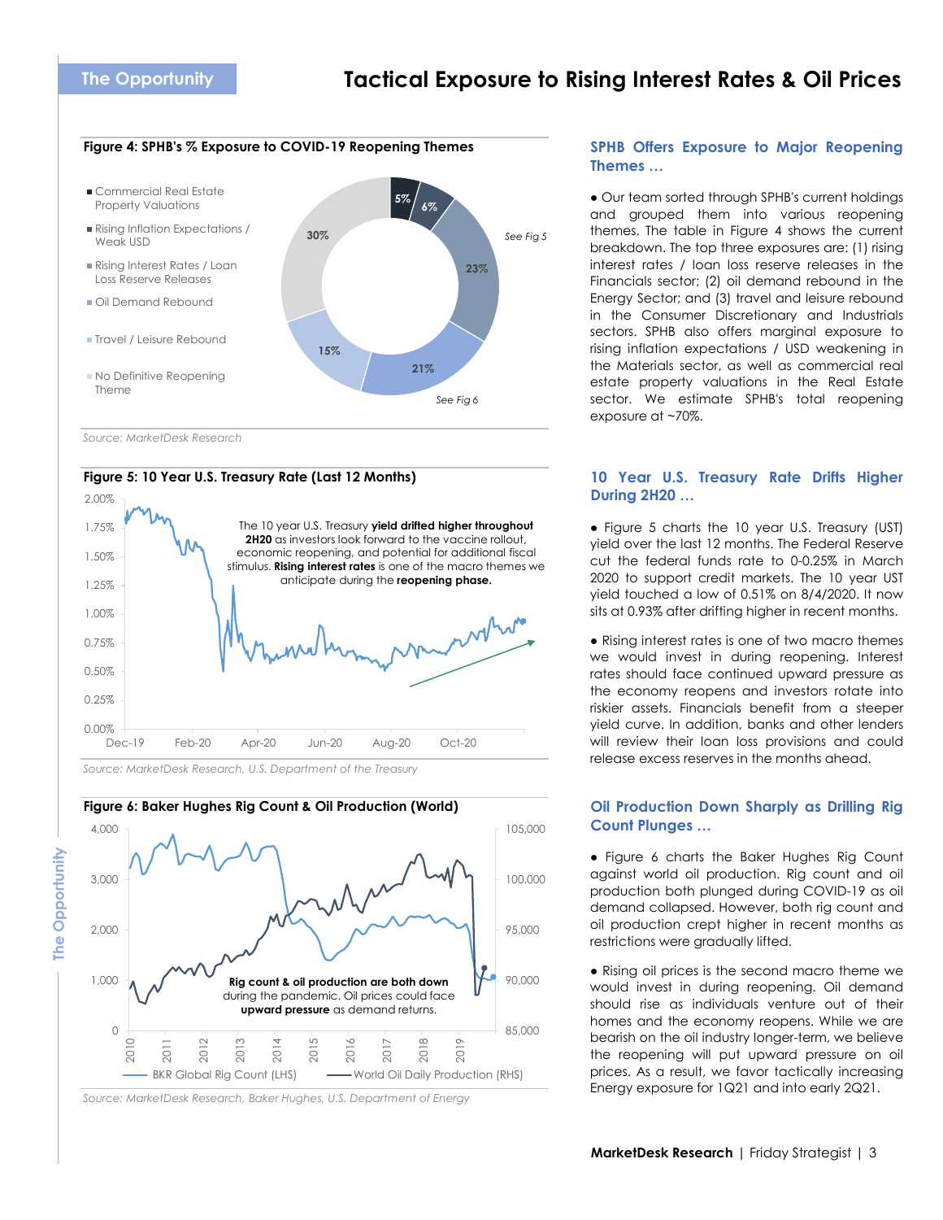# Tactical Exposure to Rising Interest Rates & Oil Prices

**The Opportunity**

**Figure 4: SPHB's % Exposure to COVID-19 Reopening Themes**

| Theme | Exposure |
| --- | --- |
| Commercial Real Estate Property Valuations | 5% |
| Rising Inflation Expectations / Weak USD | 6% |
| Rising Interest Rates / Loan Loss Reserve Releases | 23% (See Fig 5) |
| Oil Demand Rebound | 21% (See Fig 6) |
| Travel / Leisure Rebound | 15% |
| No Definitive Reopening Theme | 30% |

*Source: MarketDesk Research*

**Figure 5: 10 Year U.S. Treasury Rate (Last 12 Months)**

The 10 year U.S. Treasury **yield drifted higher throughout 2H20** as investors look forward to the vaccine rollout, economic reopening, and potential for additional fiscal stimulus. **Rising interest rates** is one of the macro themes we anticipate during the **reopening phase.**

*Source: MarketDesk Research, U.S. Department of the Treasury*

**Figure 6: Baker Hughes Rig Count & Oil Production (World)**

**Rig count & oil production are both down** during the pandemic. Oil prices could face **upward pressure** as demand returns.

BKR Global Rig Count (LHS) — World Oil Daily Production (RHS)

*Source: MarketDesk Research, Baker Hughes, U.S. Department of Energy*

## SPHB Offers Exposure to Major Reopening Themes …

- Our team sorted through SPHB's current holdings and grouped them into various reopening themes. The table in Figure 4 shows the current breakdown. The top three exposures are: (1) rising interest rates / loan loss reserve releases in the Financials sector; (2) oil demand rebound in the Energy Sector; and (3) travel and leisure rebound in the Consumer Discretionary and Industrials sectors. SPHB also offers marginal exposure to rising inflation expectations / USD weakening in the Materials sector, as well as commercial real estate property valuations in the Real Estate sector. We estimate SPHB's total reopening exposure at ~70%.

## 10 Year U.S. Treasury Rate Drifts Higher During 2H20 …

- Figure 5 charts the 10 year U.S. Treasury (UST) yield over the last 12 months. The Federal Reserve cut the federal funds rate to 0-0.25% in March 2020 to support credit markets. The 10 year UST yield touched a low of 0.51% on 8/4/2020. It now sits at 0.93% after drifting higher in recent months.

- Rising interest rates is one of two macro themes we would invest in during reopening. Interest rates should face continued upward pressure as the economy reopens and investors rotate into riskier assets. Financials benefit from a steeper yield curve. In addition, banks and other lenders will review their loan loss provisions and could release excess reserves in the months ahead.

## Oil Production Down Sharply as Drilling Rig Count Plunges …

- Figure 6 charts the Baker Hughes Rig Count against world oil production. Rig count and oil production both plunged during COVID-19 as oil demand collapsed. However, both rig count and oil production crept higher in recent months as restrictions were gradually lifted.

- Rising oil prices is the second macro theme we would invest in during reopening. Oil demand should rise as individuals venture out of their homes and the economy reopens. While we are bearish on the oil industry longer-term, we believe the reopening will put upward pressure on oil prices. As a result, we favor tactically increasing Energy exposure for 1Q21 and into early 2Q21.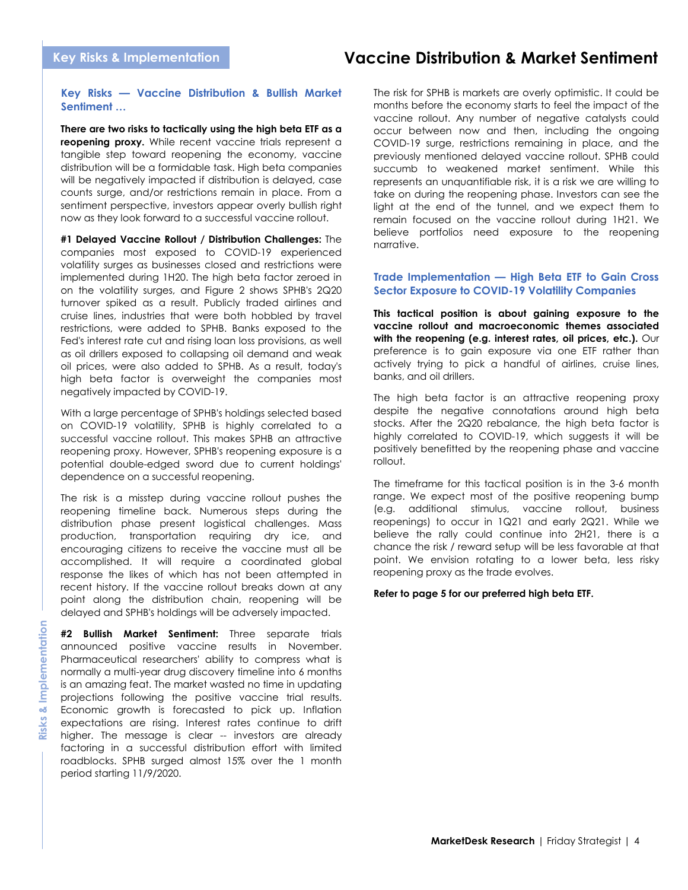## Vaccine Distribution & Market Sentiment

### Key Risks — Vaccine Distribution & Bullish Market Sentiment …

**There are two risks to tactically using the high beta ETF as a reopening proxy.** While recent vaccine trials represent a tangible step toward reopening the economy, vaccine distribution will be a formidable task. High beta companies will be negatively impacted if distribution is delayed, case counts surge, and/or restrictions remain in place. From a sentiment perspective, investors appear overly bullish right now as they look forward to a successful vaccine rollout.

**#1 Delayed Vaccine Rollout / Distribution Challenges:** The companies most exposed to COVID-19 experienced volatility surges as businesses closed and restrictions were implemented during 1H20. The high beta factor zeroed in on the volatility surges, and Figure 2 shows SPHB's 2Q20 turnover spiked as a result. Publicly traded airlines and cruise lines, industries that were both hobbled by travel restrictions, were added to SPHB. Banks exposed to the Fed's interest rate cut and rising loan loss provisions, as well as oil drillers exposed to collapsing oil demand and weak oil prices, were also added to SPHB. As a result, today's high beta factor is overweight the companies most negatively impacted by COVID-19.

With a large percentage of SPHB's holdings selected based on COVID-19 volatility, SPHB is highly correlated to a successful vaccine rollout. This makes SPHB an attractive reopening proxy. However, SPHB's reopening exposure is a potential double-edged sword due to current holdings' dependence on a successful reopening.

The risk is a misstep during vaccine rollout pushes the reopening timeline back. Numerous steps during the distribution phase present logistical challenges. Mass production, transportation requiring dry ice, and encouraging citizens to receive the vaccine must all be accomplished. It will require a coordinated global response the likes of which has not been attempted in recent history. If the vaccine rollout breaks down at any point along the distribution chain, reopening will be delayed and SPHB's holdings will be adversely impacted.

**#2 Bullish Market Sentiment:** Three separate trials announced positive vaccine results in November. Pharmaceutical researchers' ability to compress what is normally a multi-year drug discovery timeline into 6 months is an amazing feat. The market wasted no time in updating projections following the positive vaccine trial results. Economic growth is forecasted to pick up. Inflation expectations are rising. Interest rates continue to drift higher. The message is clear -- investors are already factoring in a successful distribution effort with limited roadblocks. SPHB surged almost 15% over the 1 month period starting 11/9/2020.

The risk for SPHB is markets are overly optimistic. It could be months before the economy starts to feel the impact of the vaccine rollout. Any number of negative catalysts could occur between now and then, including the ongoing COVID-19 surge, restrictions remaining in place, and the previously mentioned delayed vaccine rollout. SPHB could succumb to weakened market sentiment. While this represents an unquantifiable risk, it is a risk we are willing to take on during the reopening phase. Investors can see the light at the end of the tunnel, and we expect them to remain focused on the vaccine rollout during 1H21. We believe portfolios need exposure to the reopening narrative.

### Trade Implementation — High Beta ETF to Gain Cross Sector Exposure to COVID-19 Volatility Companies

**This tactical position is about gaining exposure to the vaccine rollout and macroeconomic themes associated with the reopening (e.g. interest rates, oil prices, etc.).** Our preference is to gain exposure via one ETF rather than actively trying to pick a handful of airlines, cruise lines, banks, and oil drillers.

The high beta factor is an attractive reopening proxy despite the negative connotations around high beta stocks. After the 2Q20 rebalance, the high beta factor is highly correlated to COVID-19, which suggests it will be positively benefitted by the reopening phase and vaccine rollout.

The timeframe for this tactical position is in the 3-6 month range. We expect most of the positive reopening bump (e.g. additional stimulus, vaccine rollout, business reopenings) to occur in 1Q21 and early 2Q21. While we believe the rally could continue into 2H21, there is a chance the risk / reward setup will be less favorable at that point. We envision rotating to a lower beta, less risky reopening proxy as the trade evolves.

**Refer to page 5 for our preferred high beta ETF.**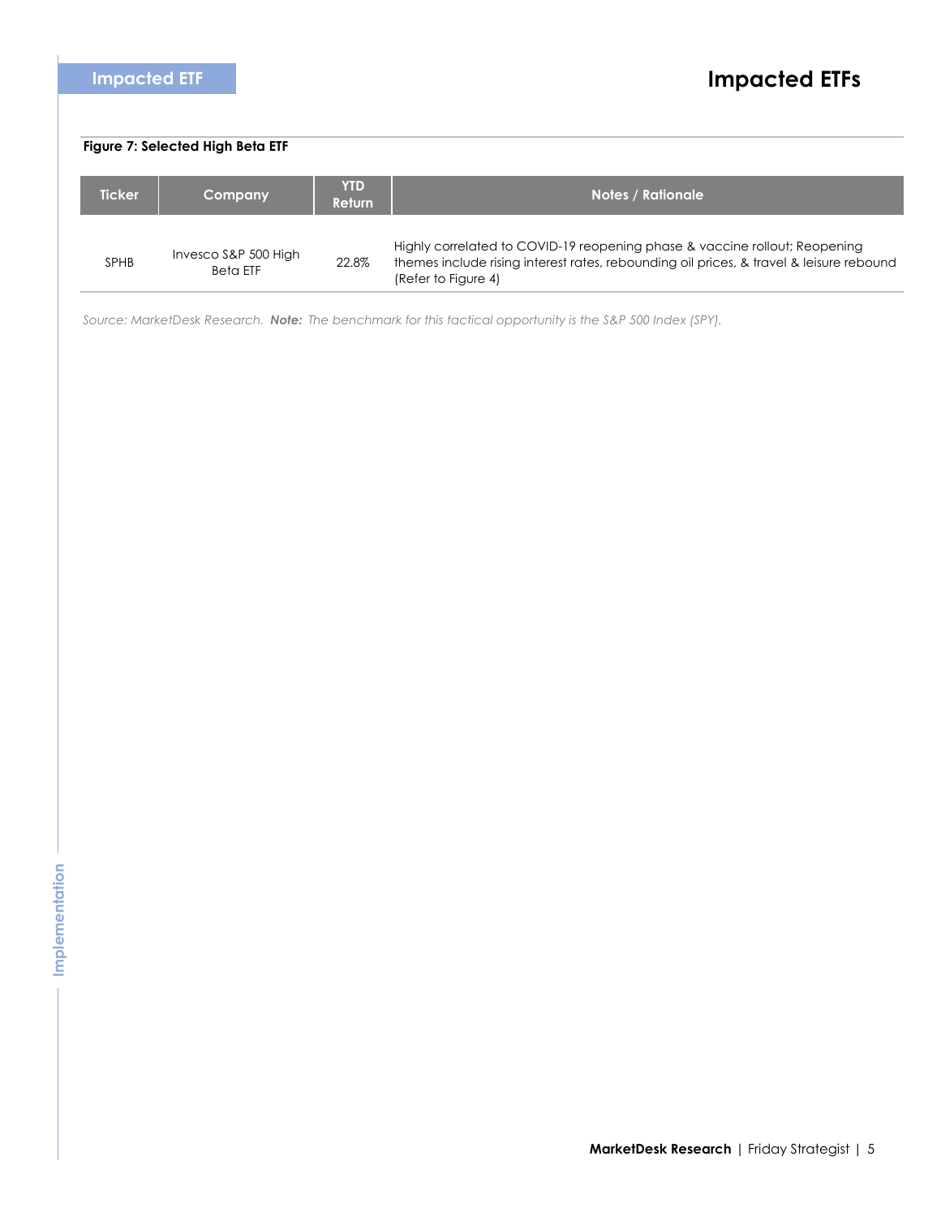# Impacted ETFs

## Impacted ETF

**Figure 7: Selected High Beta ETF**

| Ticker | Company | YTD Return | Notes / Rationale |
|---|---|---|---|
| SPHB | Invesco S&P 500 High Beta ETF | 22.8% | Highly correlated to COVID-19 reopening phase & vaccine rollout; Reopening themes include rising interest rates, rebounding oil prices, & travel & leisure rebound (Refer to Figure 4) |

*Source: MarketDesk Research.* ***Note:*** *The benchmark for this tactical opportunity is the S&P 500 Index (SPY).*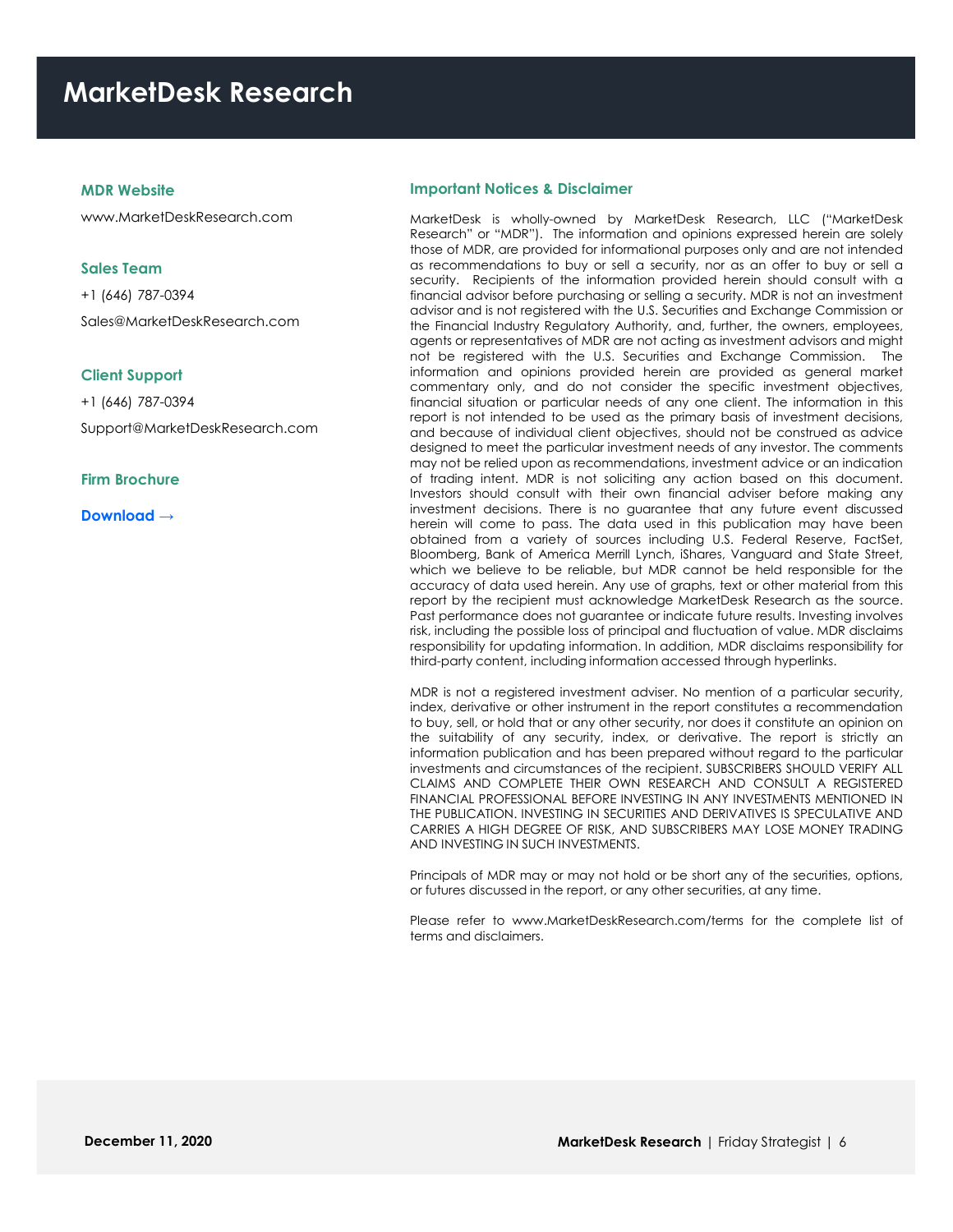# MarketDesk Research

### MDR Website

www.MarketDeskResearch.com

### Sales Team

+1 (646) 787-0394

Sales@MarketDeskResearch.com

### Client Support

+1 (646) 787-0394

Support@MarketDeskResearch.com

### Firm Brochure

**Download →**

### Important Notices & Disclaimer

MarketDesk is wholly-owned by MarketDesk Research, LLC ("MarketDesk Research" or "MDR"). The information and opinions expressed herein are solely those of MDR, are provided for informational purposes only and are not intended as recommendations to buy or sell a security, nor as an offer to buy or sell a security. Recipients of the information provided herein should consult with a financial advisor before purchasing or selling a security. MDR is not an investment advisor and is not registered with the U.S. Securities and Exchange Commission or the Financial Industry Regulatory Authority, and, further, the owners, employees, agents or representatives of MDR are not acting as investment advisors and might not be registered with the U.S. Securities and Exchange Commission. The information and opinions provided herein are provided as general market commentary only, and do not consider the specific investment objectives, financial situation or particular needs of any one client. The information in this report is not intended to be used as the primary basis of investment decisions, and because of individual client objectives, should not be construed as advice designed to meet the particular investment needs of any investor. The comments may not be relied upon as recommendations, investment advice or an indication of trading intent. MDR is not soliciting any action based on this document. Investors should consult with their own financial adviser before making any investment decisions. There is no guarantee that any future event discussed herein will come to pass. The data used in this publication may have been obtained from a variety of sources including U.S. Federal Reserve, FactSet, Bloomberg, Bank of America Merrill Lynch, iShares, Vanguard and State Street, which we believe to be reliable, but MDR cannot be held responsible for the accuracy of data used herein. Any use of graphs, text or other material from this report by the recipient must acknowledge MarketDesk Research as the source. Past performance does not guarantee or indicate future results. Investing involves risk, including the possible loss of principal and fluctuation of value. MDR disclaims responsibility for updating information. In addition, MDR disclaims responsibility for third-party content, including information accessed through hyperlinks.

MDR is not a registered investment adviser. No mention of a particular security, index, derivative or other instrument in the report constitutes a recommendation to buy, sell, or hold that or any other security, nor does it constitute an opinion on the suitability of any security, index, or derivative. The report is strictly an information publication and has been prepared without regard to the particular investments and circumstances of the recipient. SUBSCRIBERS SHOULD VERIFY ALL CLAIMS AND COMPLETE THEIR OWN RESEARCH AND CONSULT A REGISTERED FINANCIAL PROFESSIONAL BEFORE INVESTING IN ANY INVESTMENTS MENTIONED IN THE PUBLICATION. INVESTING IN SECURITIES AND DERIVATIVES IS SPECULATIVE AND CARRIES A HIGH DEGREE OF RISK, AND SUBSCRIBERS MAY LOSE MONEY TRADING AND INVESTING IN SUCH INVESTMENTS.

Principals of MDR may or may not hold or be short any of the securities, options, or futures discussed in the report, or any other securities, at any time.

Please refer to www.MarketDeskResearch.com/terms for the complete list of terms and disclaimers.